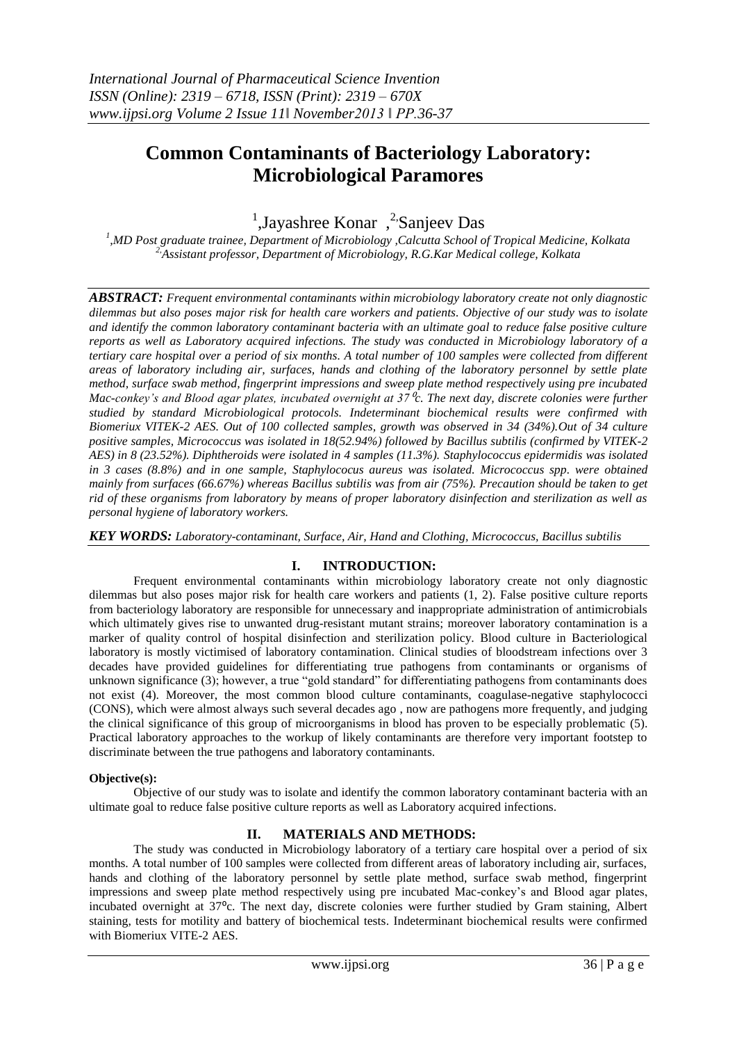# Common Contaminants of Bacteriology Laboratory: Microbiological Paramores

[1],Jayashree Konar ,[2,]Sanjeev Das

[1],MD Post graduate trainee, Department of Microbiology ,Calcutta School of Tropical Medicine, Kolkata
[2,]Assistant professor, Department of Microbiology, R.G.Kar Medical college, Kolkata

***ABSTRACT:*** *Frequent environmental contaminants within microbiology laboratory create not only diagnostic dilemmas but also poses major risk for health care workers and patients. Objective of our study was to isolate and identify the common laboratory contaminant bacteria with an ultimate goal to reduce false positive culture reports as well as Laboratory acquired infections. The study was conducted in Microbiology laboratory of a tertiary care hospital over a period of six months. A total number of 100 samples were collected from different areas of laboratory including air, surfaces, hands and clothing of the laboratory personnel by settle plate method, surface swab method, fingerprint impressions and sweep plate method respectively using pre incubated Mac-conkey's and Blood agar plates, incubated overnight at 37 $^0$c. The next day, discrete colonies were further studied by standard Microbiological protocols. Indeterminant biochemical results were confirmed with Biomeriux VITEK-2 AES. Out of 100 collected samples, growth was observed in 34 (34%).Out of 34 culture positive samples, Micrococcus was isolated in 18(52.94%) followed by Bacillus subtilis (confirmed by VITEK-2 AES) in 8 (23.52%). Diphtheroids were isolated in 4 samples (11.3%). Staphylococcus epidermidis was isolated in 3 cases (8.8%) and in one sample, Staphylococus aureus was isolated. Micrococcus spp. were obtained mainly from surfaces (66.67%) whereas Bacillus subtilis was from air (75%). Precaution should be taken to get rid of these organisms from laboratory by means of proper laboratory disinfection and sterilization as well as personal hygiene of laboratory workers.*

***KEY WORDS:*** *Laboratory-contaminant, Surface, Air, Hand and Clothing, Micrococcus, Bacillus subtilis*

## I. INTRODUCTION:

Frequent environmental contaminants within microbiology laboratory create not only diagnostic dilemmas but also poses major risk for health care workers and patients (1, 2). False positive culture reports from bacteriology laboratory are responsible for unnecessary and inappropriate administration of antimicrobials which ultimately gives rise to unwanted drug-resistant mutant strains; moreover laboratory contamination is a marker of quality control of hospital disinfection and sterilization policy. Blood culture in Bacteriological laboratory is mostly victimised of laboratory contamination. Clinical studies of bloodstream infections over 3 decades have provided guidelines for differentiating true pathogens from contaminants or organisms of unknown significance (3); however, a true "gold standard" for differentiating pathogens from contaminants does not exist (4). Moreover, the most common blood culture contaminants, coagulase-negative staphylococci (CONS), which were almost always such several decades ago , now are pathogens more frequently, and judging the clinical significance of this group of microorganisms in blood has proven to be especially problematic (5). Practical laboratory approaches to the workup of likely contaminants are therefore very important footstep to discriminate between the true pathogens and laboratory contaminants.

**Objective(s):**

Objective of our study was to isolate and identify the common laboratory contaminant bacteria with an ultimate goal to reduce false positive culture reports as well as Laboratory acquired infections.

## II. MATERIALS AND METHODS:

The study was conducted in Microbiology laboratory of a tertiary care hospital over a period of six months. A total number of 100 samples were collected from different areas of laboratory including air, surfaces, hands and clothing of the laboratory personnel by settle plate method, surface swab method, fingerprint impressions and sweep plate method respectively using pre incubated Mac-conkey's and Blood agar plates, incubated overnight at 37°c. The next day, discrete colonies were further studied by Gram staining, Albert staining, tests for motility and battery of biochemical tests. Indeterminant biochemical results were confirmed with Biomeriux VITE-2 AES.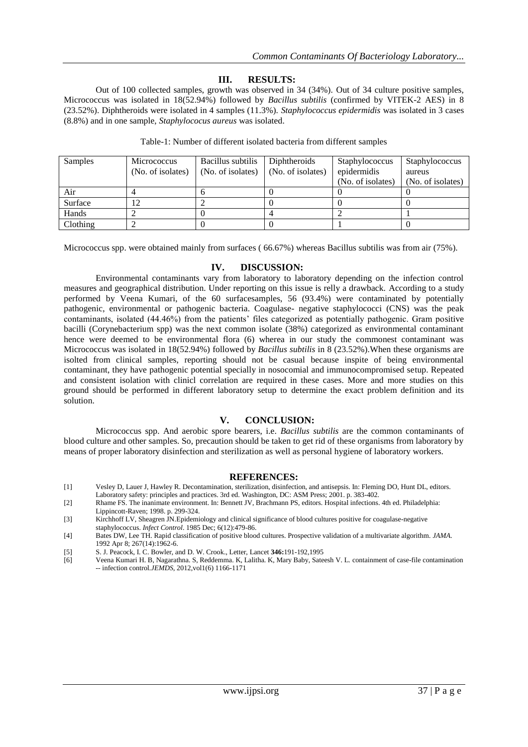## III. RESULTS:

Out of 100 collected samples, growth was observed in 34 (34%). Out of 34 culture positive samples, Micrococcus was isolated in 18(52.94%) followed by *Bacillus subtilis* (confirmed by VITEK-2 AES) in 8 (23.52%). Diphtheroids were isolated in 4 samples (11.3%). *Staphylococcus epidermidis* was isolated in 3 cases (8.8%) and in one sample, *Staphylococus aureus* was isolated.

Table-1: Number of different isolated bacteria from different samples

| Samples | Micrococcus (No. of isolates) | Bacillus subtilis (No. of isolates) | Diphtheroids (No. of isolates) | Staphylococcus epidermidis (No. of isolates) | Staphylococcus aureus (No. of isolates) |
|---|---|---|---|---|---|
| Air | 4 | 6 | 0 | 0 | 0 |
| Surface | 12 | 2 | 0 | 0 | 0 |
| Hands | 2 | 0 | 4 | 2 | 1 |
| Clothing | 2 | 0 | 0 | 1 | 0 |

Micrococcus spp. were obtained mainly from surfaces ( 66.67%) whereas Bacillus subtilis was from air (75%).

## IV. DISCUSSION:

Environmental contaminants vary from laboratory to laboratory depending on the infection control measures and geographical distribution. Under reporting on this issue is relly a drawback. According to a study performed by Veena Kumari, of the 60 surfacesamples, 56 (93.4%) were contaminated by potentially pathogenic, environmental or pathogenic bacteria. Coagulase- negative staphylococci (CNS) was the peak contaminants, isolated (44.46%) from the patients' files categorized as potentially pathogenic. Gram positive bacilli (Corynebacterium spp) was the next common isolate (38%) categorized as environmental contaminant hence were deemed to be environmental flora (6) wherea in our study the commonest contaminant was Micrococcus was isolated in 18(52.94%) followed by *Bacillus subtilis* in 8 (23.52%).When these organisms are isolted from clinical samples, reporting should not be casual because inspite of being environmental contaminant, they have pathogenic potential specially in nosocomial and immunocompromised setup. Repeated and consistent isolation with clinicl correlation are required in these cases. More and more studies on this ground should be performed in different laboratory setup to determine the exact problem definition and its solution.

## V. CONCLUSION:

Micrococcus spp. And aerobic spore bearers, i.e. *Bacillus subtilis* are the common contaminants of blood culture and other samples. So, precaution should be taken to get rid of these organisms from laboratory by means of proper laboratory disinfection and sterilization as well as personal hygiene of laboratory workers.

## REFERENCES:

[1] Vesley D, Lauer J, Hawley R. Decontamination, sterilization, disinfection, and antisepsis. In: Fleming DO, Hunt DL, editors. Laboratory safety: principles and practices. 3rd ed. Washington, DC: ASM Press; 2001. p. 383-402.

[2] Rhame FS. The inanimate environment. In: Bennett JV, Brachmann PS, editors. Hospital infections. 4th ed. Philadelphia: Lippincott-Raven; 1998. p. 299-324.

[3] Kirchhoff LV, Sheagren JN.Epidemiology and clinical significance of blood cultures positive for coagulase-negative staphylococcus. *Infect Control*. 1985 Dec; 6(12):479-86.

[4] Bates DW, Lee TH. Rapid classification of positive blood cultures. Prospective validation of a multivariate algorithm. *JAMA*. 1992 Apr 8; 267(14):1962-6.

[5] S. J. Peacock, I. C. Bowler, and D. W. Crook., Letter, Lancet **346:**191-192,1995

[6] Veena Kumari H. B, Nagarathna. S, Reddemma. K, Lalitha. K, Mary Baby, Sateesh V. L. containment of case-file contamination -- infection control.*JEMDS*, 2012,vol1(6) 1166-1171